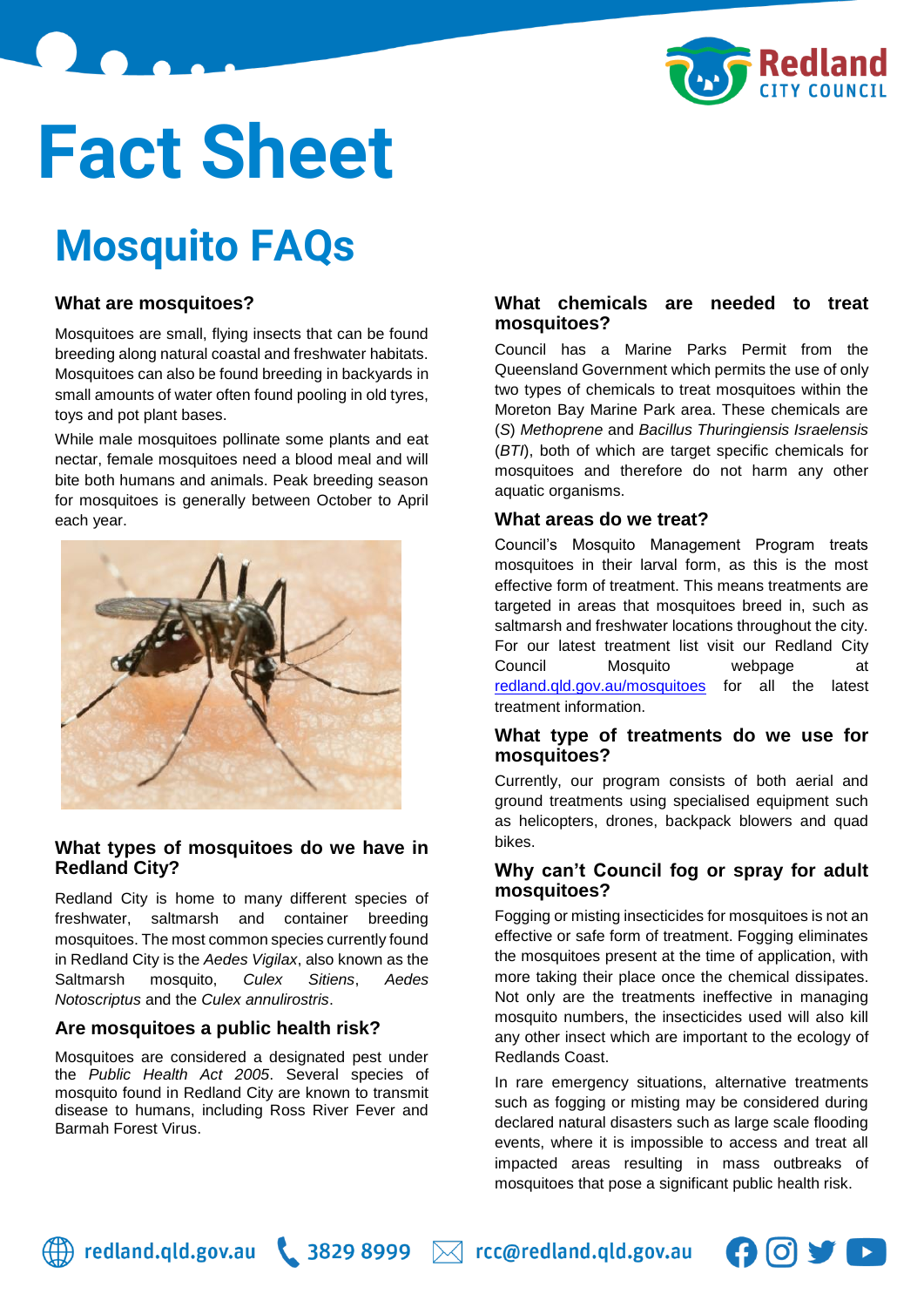# Fact Sheet

## Mosquito FAQs

### What are mosquitoes?

Mosquitoes are small, flying insects that can be found breeding along natural coastal and freshwater habitats. Mosquitoes can also be found breeding in backyards in small amounts of water often found pooling in old tyres, toys and pot plant bases.

While male mosquitoes pollinate some plants and eat nectar, female mosquitoes need a blood meal and will bite both humans and animals. Peak breeding season for mosquitoes is generally between October to April each year.

### What types of mosquitoes do we have in Redland City?

Redland City is home to many different species of freshwater, saltmarsh and container breeding mosquitoes. The most common species currently found in Redland City is the *Aedes Vigilax*, also known as the Saltmarsh mosquito, *Culex Sitiens*, *Aedes Notoscriptus* and the *Culex annulirostris*.

### Are mosquitoes a public health risk?

Mosquitoes are considered a designated pest under the *Public Health Act 2005*. Several species of mosquito found in Redland City are known to transmit disease to humans, including Ross River Fever and Barmah Forest Virus.

### What chemicals are needed to treat mosquitoes?

Council has a Marine Parks Permit from the Queensland Government which permits the use of only two types of chemicals to treat mosquitoes within the Moreton Bay Marine Park area. These chemicals are (*S*) *Methoprene* and *Bacillus Thuringiensis Israelensis* (*BTI*), both of which are target specific chemicals for mosquitoes and therefore do not harm any other aquatic organisms.

### What areas do we treat?

Council's Mosquito Management Program treats mosquitoes in their larval form, as this is the most effective form of treatment. This means treatments are targeted in areas that mosquitoes breed in, such as saltmarsh and freshwater locations throughout the city. For our latest treatment list visit our Redland City Council Mosquito webpage at redland.qld.gov.au/mosquitoes for all the latest treatment information.

### What type of treatments do we use for mosquitoes?

Currently, our program consists of both aerial and ground treatments using specialised equipment such as helicopters, drones, backpack blowers and quad bikes.

### Why can't Council fog or spray for adult mosquitoes?

Fogging or misting insecticides for mosquitoes is not an effective or safe form of treatment. Fogging eliminates the mosquitoes present at the time of application, with more taking their place once the chemical dissipates. Not only are the treatments ineffective in managing mosquito numbers, the insecticides used will also kill any other insect which are important to the ecology of Redlands Coast.

In rare emergency situations, alternative treatments such as fogging or misting may be considered during declared natural disasters such as large scale flooding events, where it is impossible to access and treat all impacted areas resulting in mass outbreaks of mosquitoes that pose a significant public health risk.

redland.qld.gov.au | 3829 8999 | rcc@redland.qld.gov.au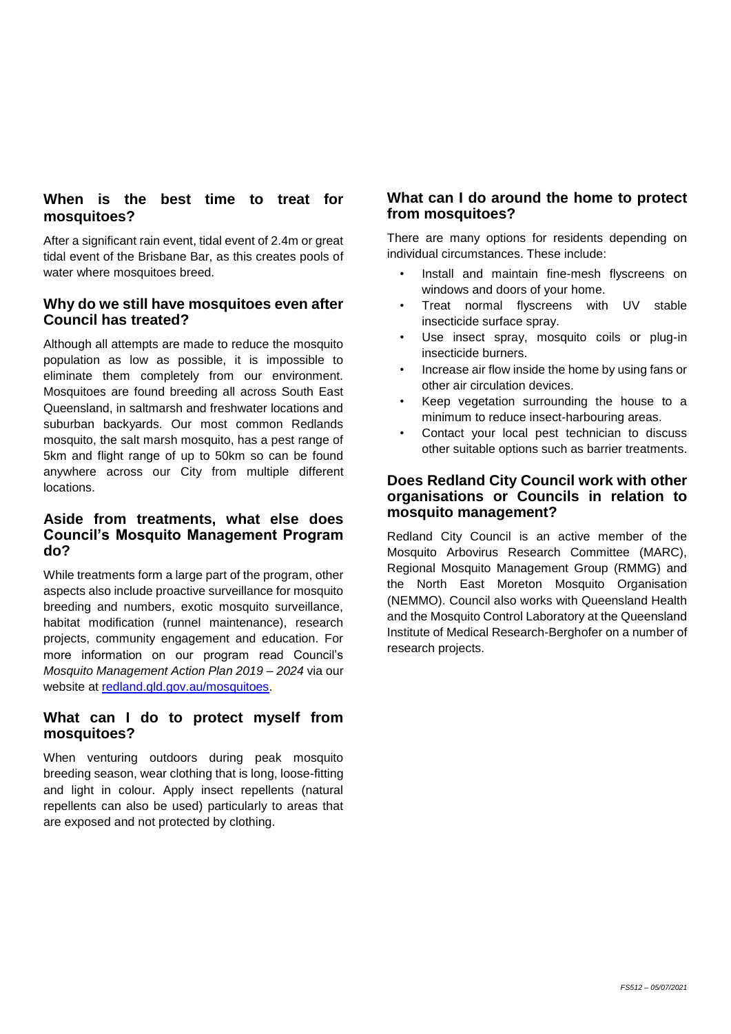## When is the best time to treat for mosquitoes?

After a significant rain event, tidal event of 2.4m or great tidal event of the Brisbane Bar, as this creates pools of water where mosquitoes breed.

## Why do we still have mosquitoes even after Council has treated?

Although all attempts are made to reduce the mosquito population as low as possible, it is impossible to eliminate them completely from our environment. Mosquitoes are found breeding all across South East Queensland, in saltmarsh and freshwater locations and suburban backyards. Our most common Redlands mosquito, the salt marsh mosquito, has a pest range of 5km and flight range of up to 50km so can be found anywhere across our City from multiple different locations.

## Aside from treatments, what else does Council's Mosquito Management Program do?

While treatments form a large part of the program, other aspects also include proactive surveillance for mosquito breeding and numbers, exotic mosquito surveillance, habitat modification (runnel maintenance), research projects, community engagement and education. For more information on our program read Council's *Mosquito Management Action Plan 2019 – 2024* via our website at [redland.qld.gov.au/mosquitoes](redland.qld.gov.au/mosquitoes).

## What can I do to protect myself from mosquitoes?

When venturing outdoors during peak mosquito breeding season, wear clothing that is long, loose-fitting and light in colour. Apply insect repellents (natural repellents can also be used) particularly to areas that are exposed and not protected by clothing.

## What can I do around the home to protect from mosquitoes?

There are many options for residents depending on individual circumstances. These include:

- Install and maintain fine-mesh flyscreens on windows and doors of your home.
- Treat normal flyscreens with UV stable insecticide surface spray.
- Use insect spray, mosquito coils or plug-in insecticide burners.
- Increase air flow inside the home by using fans or other air circulation devices.
- Keep vegetation surrounding the house to a minimum to reduce insect-harbouring areas.
- Contact your local pest technician to discuss other suitable options such as barrier treatments.

## Does Redland City Council work with other organisations or Councils in relation to mosquito management?

Redland City Council is an active member of the Mosquito Arbovirus Research Committee (MARC), Regional Mosquito Management Group (RMMG) and the North East Moreton Mosquito Organisation (NEMMO). Council also works with Queensland Health and the Mosquito Control Laboratory at the Queensland Institute of Medical Research-Berghofer on a number of research projects.

*FS512 – 05/07/2021*